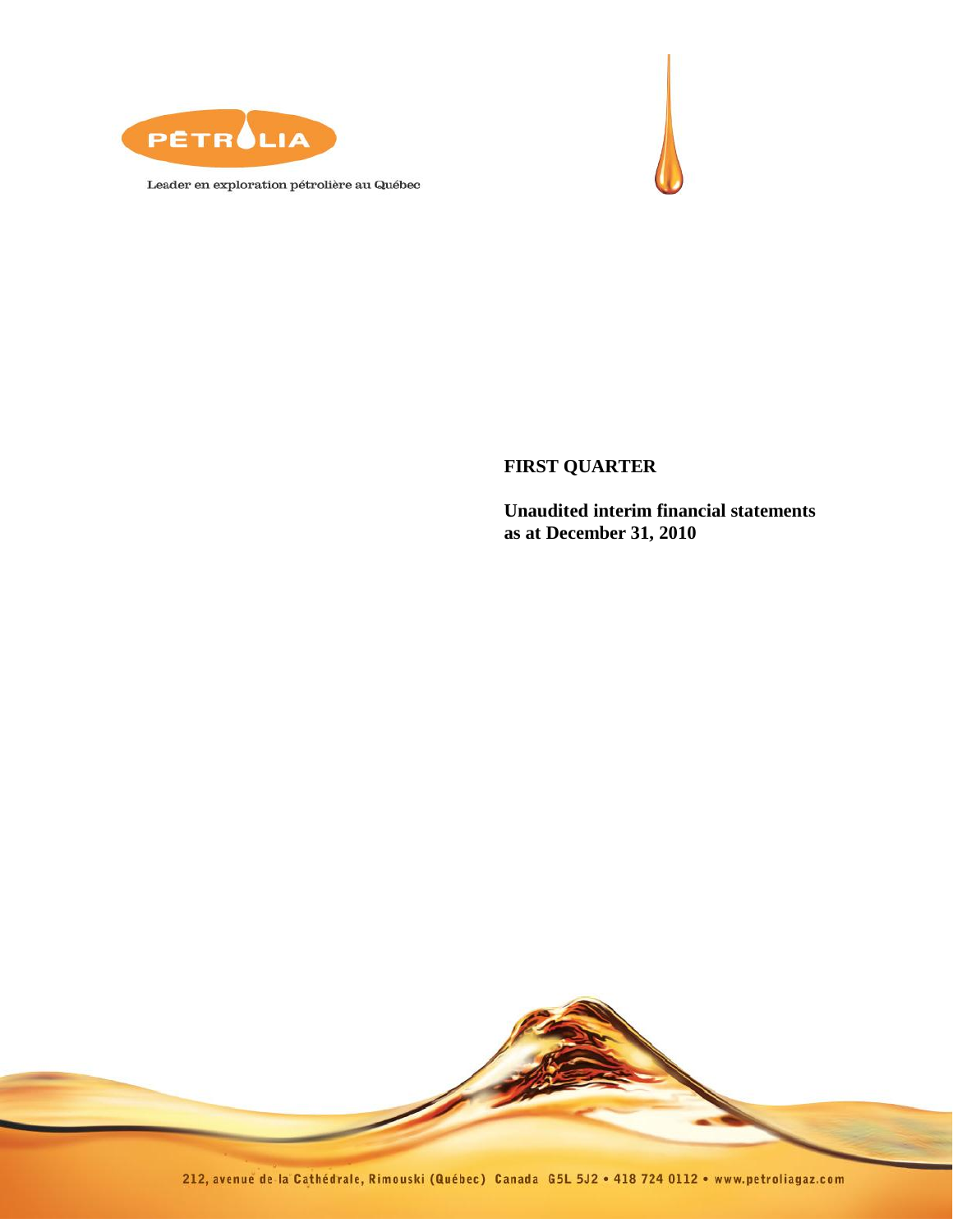PÉTROLIA

Leader en exploration pétrolière au Québec

**FIRST QUARTER**

**Unaudited interim financial statements as at December 31, 2010**

212, avenue de la Cathédrale, Rimouski (Québec) Canada G5L 5J2 • 418 724 0112 • www.petroliagaz.com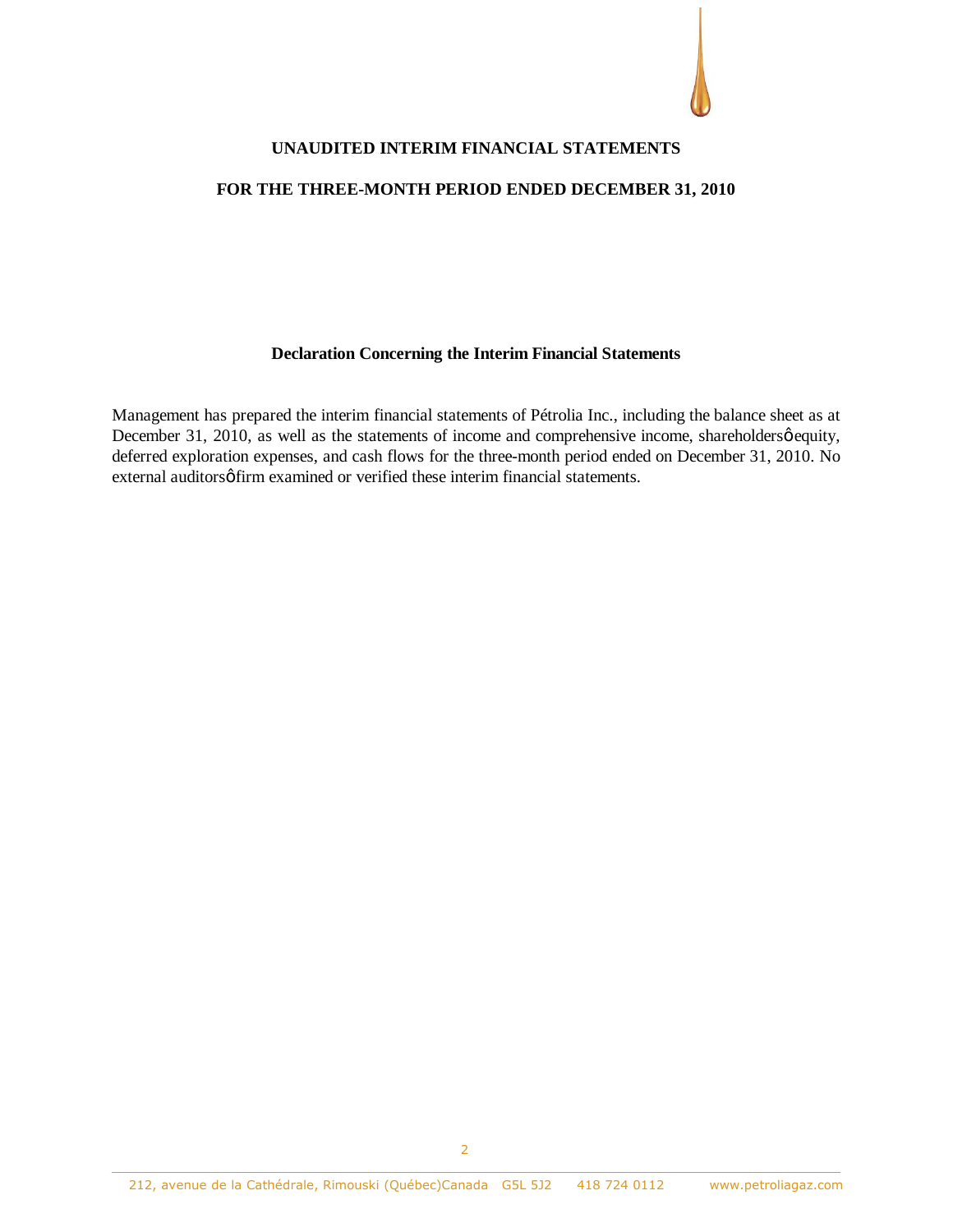# UNAUDITED INTERIM FINANCIAL STATEMENTS

## FOR THE THREE-MONTH PERIOD ENDED DECEMBER 31, 2010

### Declaration Concerning the Interim Financial Statements

Management has prepared the interim financial statements of Pétrolia Inc., including the balance sheet as at December 31, 2010, as well as the statements of income and comprehensive income, shareholders' equity, deferred exploration expenses, and cash flows for the three-month period ended on December 31, 2010. No external auditors' firm examined or verified these interim financial statements.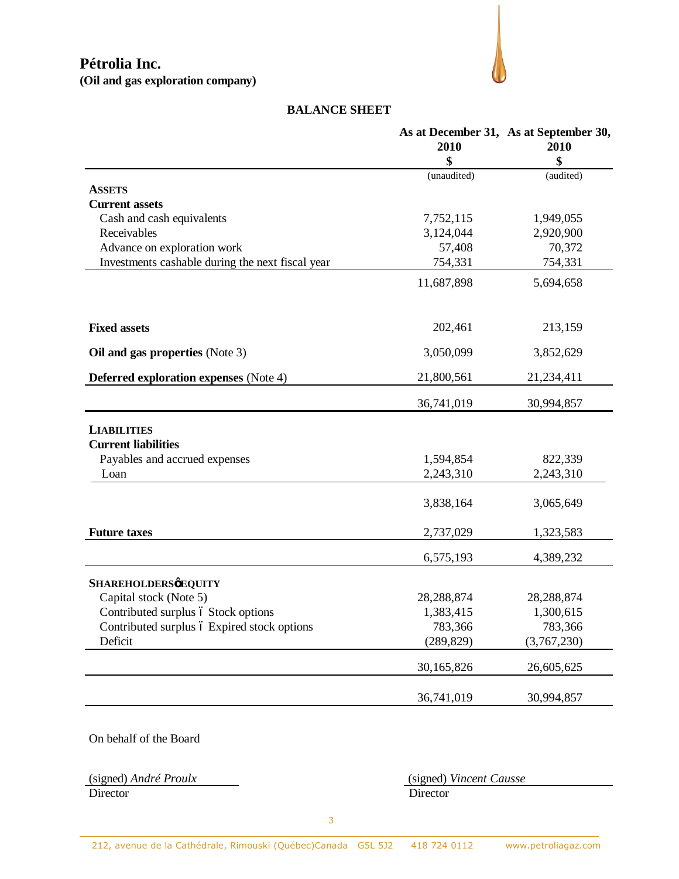# Pétrolia Inc.

**(Oil and gas exploration company)**

## BALANCE SHEET

| | As at December 31, 2010 $ | As at September 30, 2010 $ |
|---|---|---|
| | (unaudited) | (audited) |
| **ASSETS** | | |
| **Current assets** | | |
| Cash and cash equivalents | 7,752,115 | 1,949,055 |
| Receivables | 3,124,044 | 2,920,900 |
| Advance on exploration work | 57,408 | 70,372 |
| Investments cashable during the next fiscal year | 754,331 | 754,331 |
| | 11,687,898 | 5,694,658 |
| **Fixed assets** | 202,461 | 213,159 |
| **Oil and gas properties** (Note 3) | 3,050,099 | 3,852,629 |
| **Deferred exploration expenses** (Note 4) | 21,800,561 | 21,234,411 |
| | 36,741,019 | 30,994,857 |
| **LIABILITIES** | | |
| **Current liabilities** | | |
| Payables and accrued expenses | 1,594,854 | 822,339 |
| Loan | 2,243,310 | 2,243,310 |
| | 3,838,164 | 3,065,649 |
| **Future taxes** | 2,737,029 | 1,323,583 |
| | 6,575,193 | 4,389,232 |
| **SHAREHOLDERS' EQUITY** | | |
| Capital stock (Note 5) | 28,288,874 | 28,288,874 |
| Contributed surplus – Stock options | 1,383,415 | 1,300,615 |
| Contributed surplus – Expired stock options | 783,366 | 783,366 |
| Deficit | (289,829) | (3,767,230) |
| | 30,165,826 | 26,605,625 |
| | 36,741,019 | 30,994,857 |

On behalf of the Board

(signed) *André Proulx*
Director

(signed) *Vincent Causse*
Director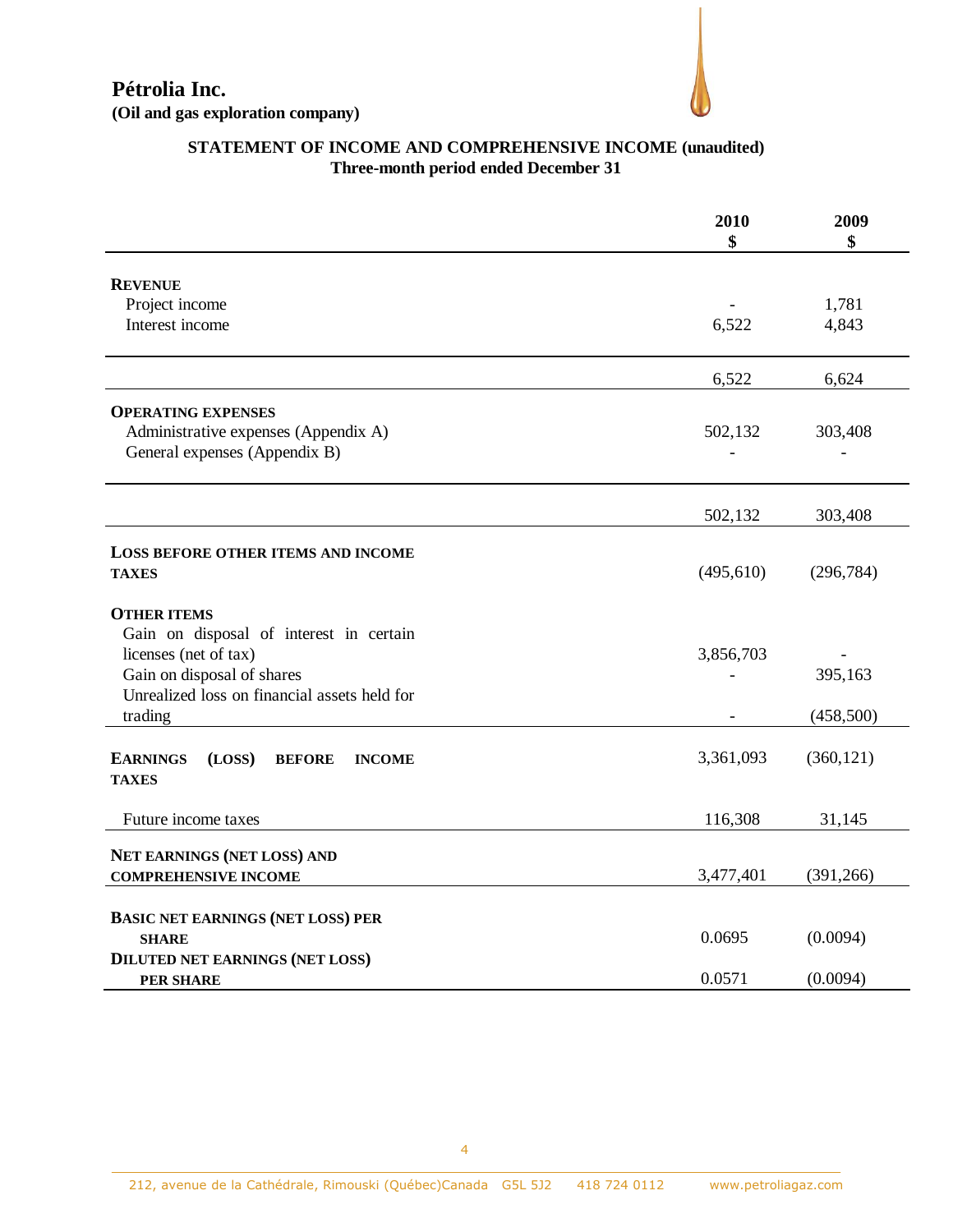**Pétrolia Inc.**
**(Oil and gas exploration company)**

## STATEMENT OF INCOME AND COMPREHENSIVE INCOME (unaudited)
### Three-month period ended December 31

| | 2010<br>$ | 2009<br>$ |
|---|---|---|
| **REVENUE** | | |
| Project income | - | 1,781 |
| Interest income | 6,522 | 4,843 |
| | 6,522 | 6,624 |
| **OPERATING EXPENSES** | | |
| Administrative expenses (Appendix A) | 502,132 | 303,408 |
| General expenses (Appendix B) | - | - |
| | 502,132 | 303,408 |
| **LOSS BEFORE OTHER ITEMS AND INCOME TAXES** | (495,610) | (296,784) |
| **OTHER ITEMS** | | |
| Gain on disposal of interest in certain licenses (net of tax) | 3,856,703 | - |
| Gain on disposal of shares | - | 395,163 |
| Unrealized loss on financial assets held for trading | - | (458,500) |
| **EARNINGS (LOSS) BEFORE INCOME TAXES** | 3,361,093 | (360,121) |
| Future income taxes | 116,308 | 31,145 |
| **NET EARNINGS (NET LOSS) AND COMPREHENSIVE INCOME** | 3,477,401 | (391,266) |
| **BASIC NET EARNINGS (NET LOSS) PER SHARE** | 0.0695 | (0.0094) |
| **DILUTED NET EARNINGS (NET LOSS) PER SHARE** | 0.0571 | (0.0094) |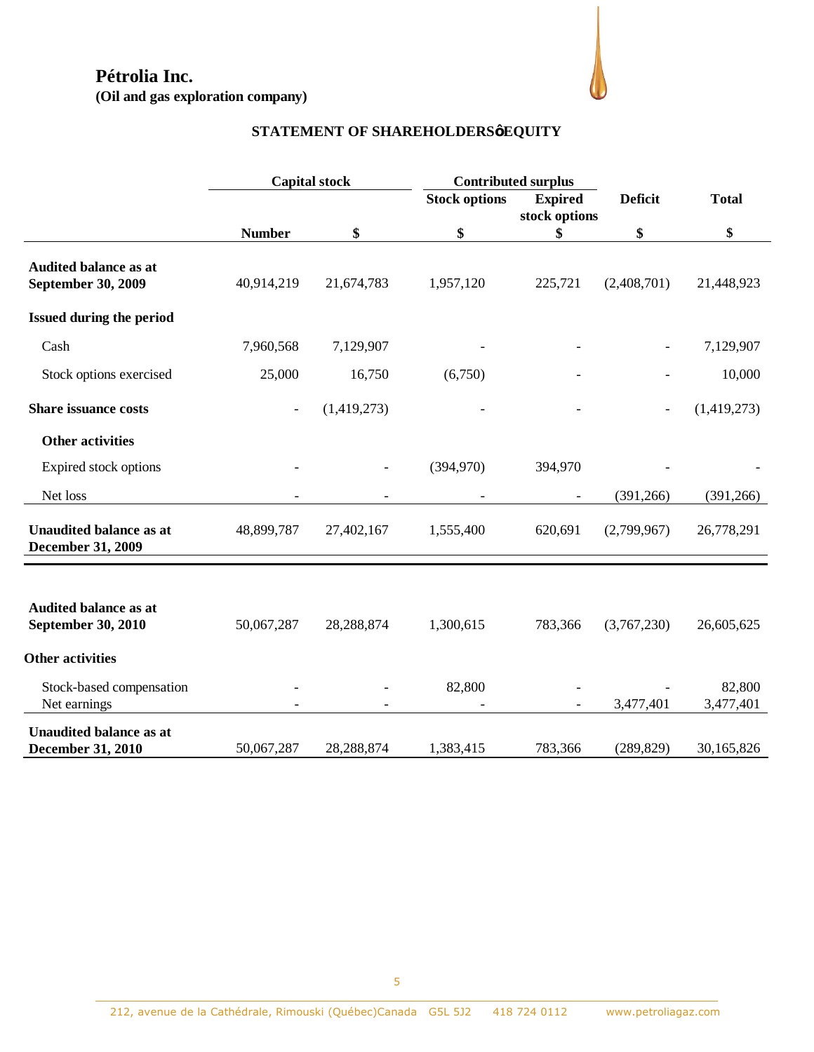# Pétrolia Inc.

**(Oil and gas exploration company)**

## STATEMENT OF SHAREHOLDERSø EQUITY

| | Capital stock | | Contributed surplus | | | |
|---|---|---|---|---|---|---|
| | | | Stock options | Expired stock options | Deficit | Total |
| | Number | $ | $ | $ | $ | $ |
| **Audited balance as at September 30, 2009** | 40,914,219 | 21,674,783 | 1,957,120 | 225,721 | (2,408,701) | 21,448,923 |
| **Issued during the period** | | | | | | |
| Cash | 7,960,568 | 7,129,907 | - | - | - | 7,129,907 |
| Stock options exercised | 25,000 | 16,750 | (6,750) | - | - | 10,000 |
| **Share issuance costs** | - | (1,419,273) | - | - | - | (1,419,273) |
| **Other activities** | | | | | | |
| Expired stock options | - | - | (394,970) | 394,970 | - | - |
| Net loss | - | - | - | - | (391,266) | (391,266) |
| **Unaudited balance as at December 31, 2009** | 48,899,787 | 27,402,167 | 1,555,400 | 620,691 | (2,799,967) | 26,778,291 |
| | | | | | | |
| **Audited balance as at September 30, 2010** | 50,067,287 | 28,288,874 | 1,300,615 | 783,366 | (3,767,230) | 26,605,625 |
| **Other activities** | | | | | | |
| Stock-based compensation | - | - | 82,800 | - | - | 82,800 |
| Net earnings | - | - | - | - | 3,477,401 | 3,477,401 |
| **Unaudited balance as at December 31, 2010** | 50,067,287 | 28,288,874 | 1,383,415 | 783,366 | (289,829) | 30,165,826 |

212, avenue de la Cathédrale, Rimouski (Québec)Canada G5L 5J2 418 724 0112 www.petroliagaz.com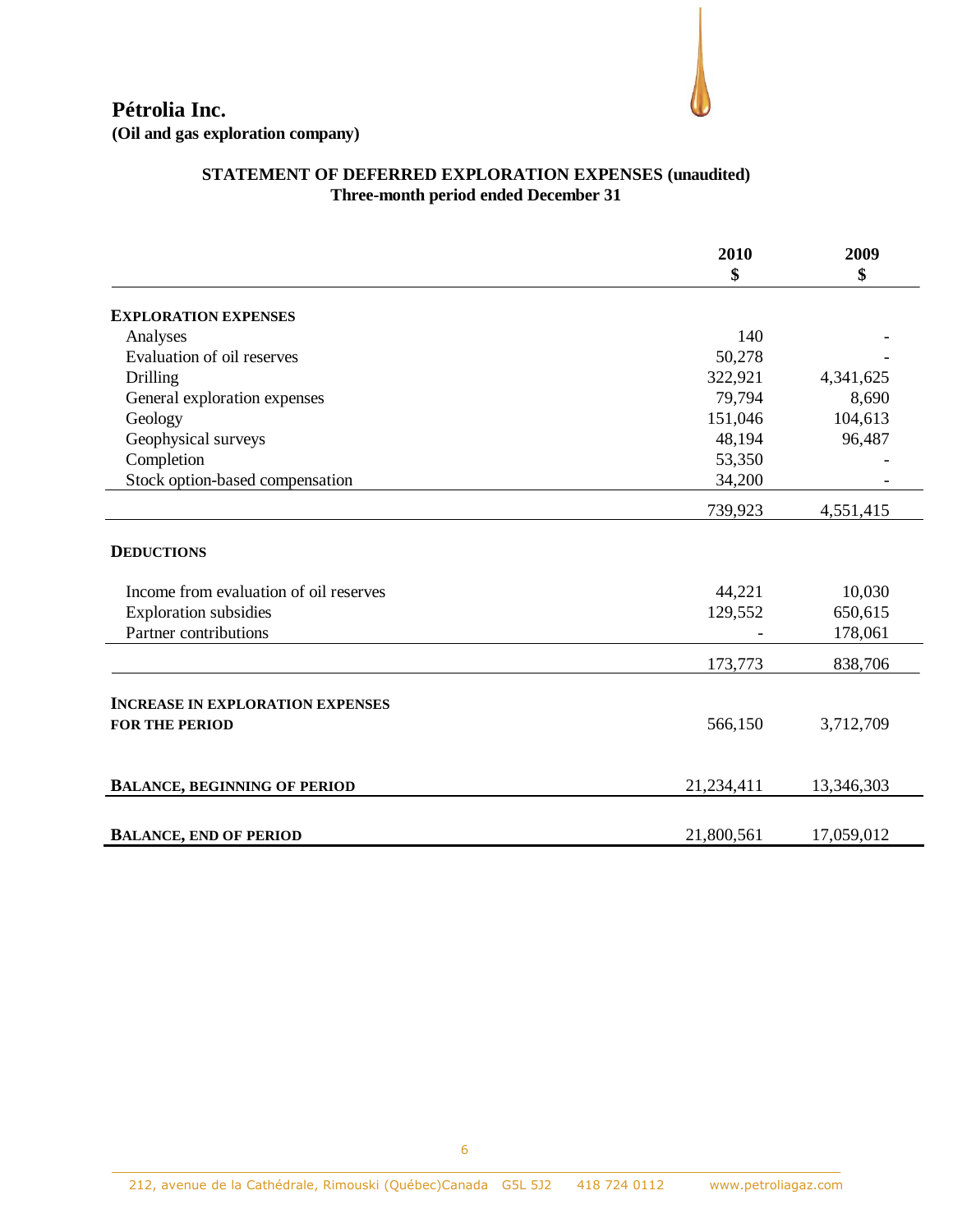**Pétrolia Inc.**
**(Oil and gas exploration company)**

## STATEMENT OF DEFERRED EXPLORATION EXPENSES (unaudited)
### Three-month period ended December 31

| | 2010<br>$ | 2009<br>$ |
|---|---|---|
| **EXPLORATION EXPENSES** | | |
| Analyses | 140 | - |
| Evaluation of oil reserves | 50,278 | - |
| Drilling | 322,921 | 4,341,625 |
| General exploration expenses | 79,794 | 8,690 |
| Geology | 151,046 | 104,613 |
| Geophysical surveys | 48,194 | 96,487 |
| Completion | 53,350 | - |
| Stock option-based compensation | 34,200 | - |
| | 739,923 | 4,551,415 |
| **DEDUCTIONS** | | |
| Income from evaluation of oil reserves | 44,221 | 10,030 |
| Exploration subsidies | 129,552 | 650,615 |
| Partner contributions | - | 178,061 |
| | 173,773 | 838,706 |
| **INCREASE IN EXPLORATION EXPENSES FOR THE PERIOD** | 566,150 | 3,712,709 |
| **BALANCE, BEGINNING OF PERIOD** | 21,234,411 | 13,346,303 |
| **BALANCE, END OF PERIOD** | 21,800,561 | 17,059,012 |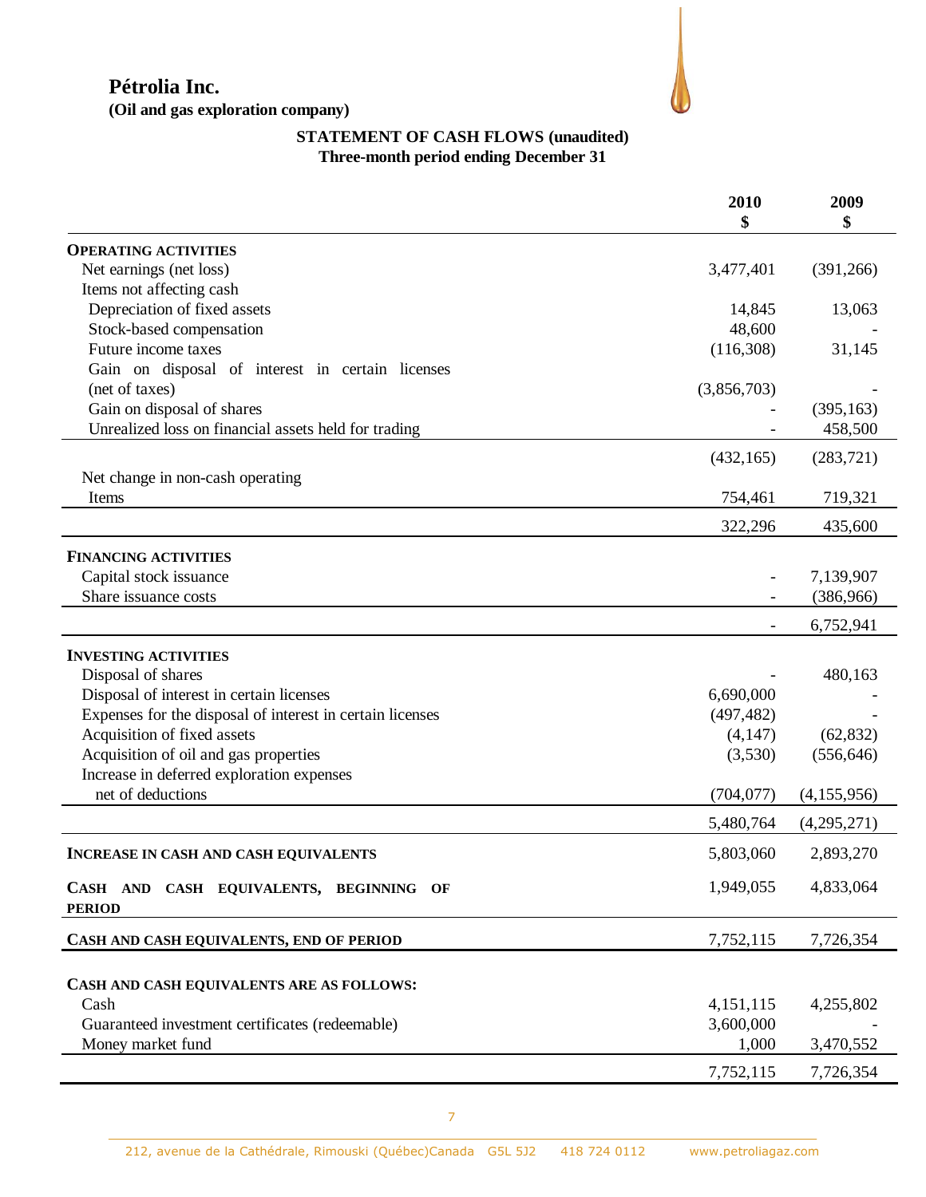# Pétrolia Inc.

**(Oil and gas exploration company)**

## STATEMENT OF CASH FLOWS (unaudited)
**Three-month period ending December 31**

| | 2010<br>$ | 2009<br>$ |
|---|---|---|
| **OPERATING ACTIVITIES** | | |
| Net earnings (net loss) | 3,477,401 | (391,266) |
| Items not affecting cash | | |
| Depreciation of fixed assets | 14,845 | 13,063 |
| Stock-based compensation | 48,600 | - |
| Future income taxes | (116,308) | 31,145 |
| Gain on disposal of interest in certain licenses (net of taxes) | (3,856,703) | - |
| Gain on disposal of shares | - | (395,163) |
| Unrealized loss on financial assets held for trading | - | 458,500 |
| | (432,165) | (283,721) |
| Net change in non-cash operating Items | 754,461 | 719,321 |
| | 322,296 | 435,600 |
| **FINANCING ACTIVITIES** | | |
| Capital stock issuance | - | 7,139,907 |
| Share issuance costs | - | (386,966) |
| | - | 6,752,941 |
| **INVESTING ACTIVITIES** | | |
| Disposal of shares | - | 480,163 |
| Disposal of interest in certain licenses | 6,690,000 | - |
| Expenses for the disposal of interest in certain licenses | (497,482) | - |
| Acquisition of fixed assets | (4,147) | (62,832) |
| Acquisition of oil and gas properties | (3,530) | (556,646) |
| Increase in deferred exploration expenses net of deductions | (704,077) | (4,155,956) |
| | 5,480,764 | (4,295,271) |
| **INCREASE IN CASH AND CASH EQUIVALENTS** | 5,803,060 | 2,893,270 |
| **CASH AND CASH EQUIVALENTS, BEGINNING OF PERIOD** | 1,949,055 | 4,833,064 |
| **CASH AND CASH EQUIVALENTS, END OF PERIOD** | 7,752,115 | 7,726,354 |
| **CASH AND CASH EQUIVALENTS ARE AS FOLLOWS:** | | |
| Cash | 4,151,115 | 4,255,802 |
| Guaranteed investment certificates (redeemable) | 3,600,000 | - |
| Money market fund | 1,000 | 3,470,552 |
| | 7,752,115 | 7,726,354 |

212, avenue de la Cathédrale, Rimouski (Québec)Canada G5L 5J2 418 724 0112 www.petroliagaz.com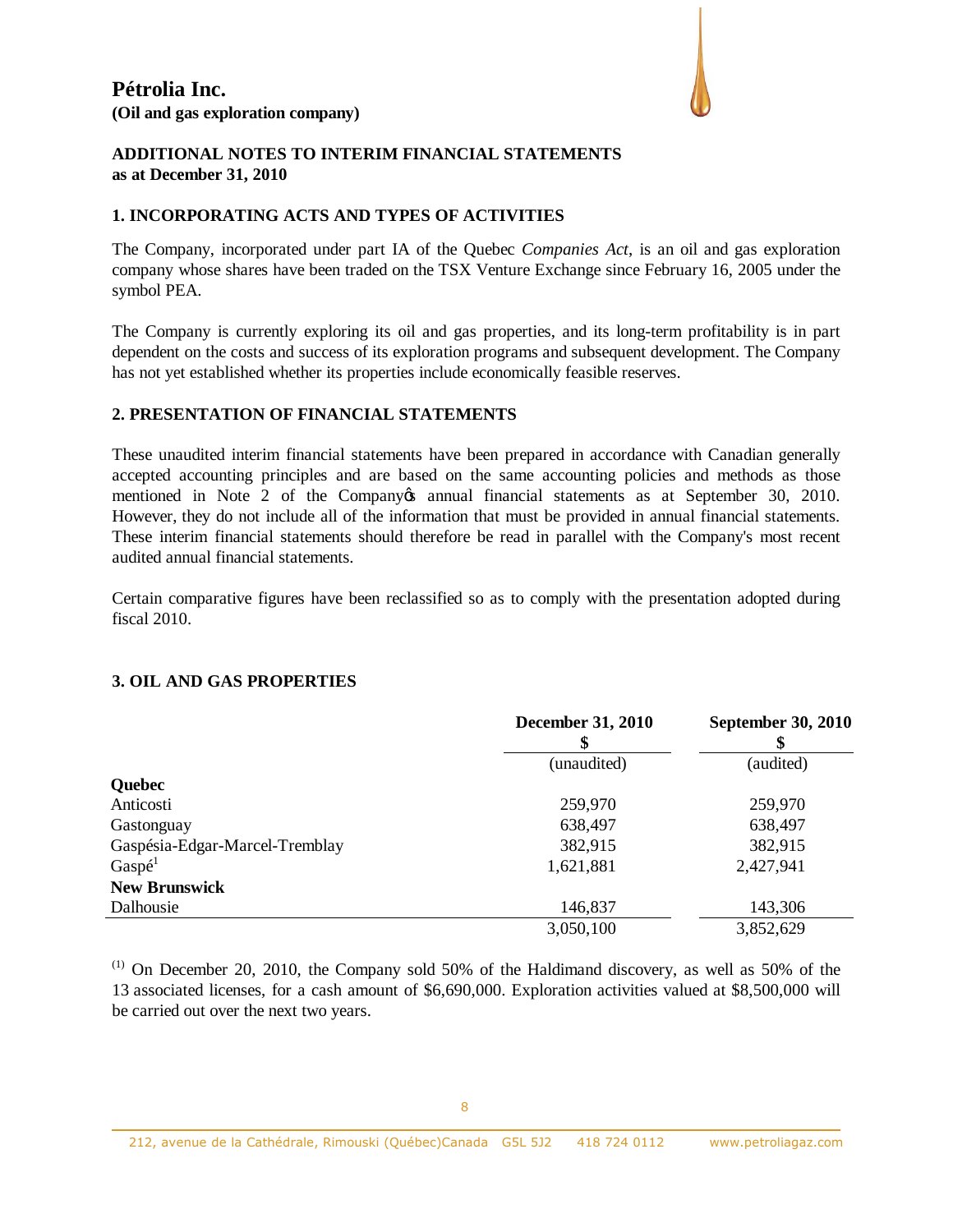# Pétrolia Inc.

**(Oil and gas exploration company)**

**ADDITIONAL NOTES TO INTERIM FINANCIAL STATEMENTS**
**as at December 31, 2010**

## 1. INCORPORATING ACTS AND TYPES OF ACTIVITIES

The Company, incorporated under part IA of the Quebec *Companies Act*, is an oil and gas exploration company whose shares have been traded on the TSX Venture Exchange since February 16, 2005 under the symbol PEA.

The Company is currently exploring its oil and gas properties, and its long-term profitability is in part dependent on the costs and success of its exploration programs and subsequent development. The Company has not yet established whether its properties include economically feasible reserves.

## 2. PRESENTATION OF FINANCIAL STATEMENTS

These unaudited interim financial statements have been prepared in accordance with Canadian generally accepted accounting principles and are based on the same accounting policies and methods as those mentioned in Note 2 of the Company's annual financial statements as at September 30, 2010. However, they do not include all of the information that must be provided in annual financial statements. These interim financial statements should therefore be read in parallel with the Company's most recent audited annual financial statements.

Certain comparative figures have been reclassified so as to comply with the presentation adopted during fiscal 2010.

## 3. OIL AND GAS PROPERTIES

| | December 31, 2010 $ | September 30, 2010 $ |
|---|---|---|
| | (unaudited) | (audited) |
| **Quebec** | | |
| Anticosti | 259,970 | 259,970 |
| Gastonguay | 638,497 | 638,497 |
| Gaspésia-Edgar-Marcel-Tremblay | 382,915 | 382,915 |
| Gaspé[1] | 1,621,881 | 2,427,941 |
| **New Brunswick** | | |
| Dalhousie | 146,837 | 143,306 |
| | 3,050,100 | 3,852,629 |

(1) On December 20, 2010, the Company sold 50% of the Haldimand discovery, as well as 50% of the 13 associated licenses, for a cash amount of $6,690,000. Exploration activities valued at $8,500,000 will be carried out over the next two years.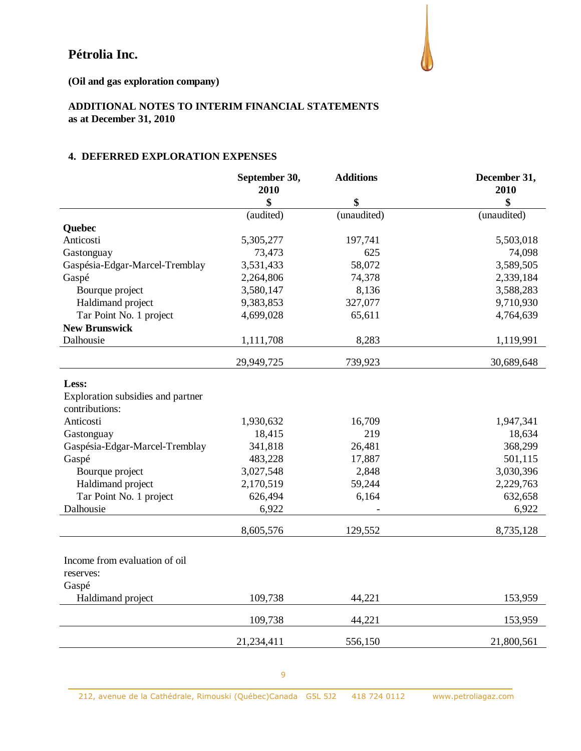**Pétrolia Inc.**

**(Oil and gas exploration company)**

**ADDITIONAL NOTES TO INTERIM FINANCIAL STATEMENTS**
**as at December 31, 2010**

## 4. DEFERRED EXPLORATION EXPENSES

| | September 30, 2010 | Additions | December 31, 2010 |
|---|---|---|---|
| | $ | $ | $ |
| | (audited) | (unaudited) | (unaudited) |
| **Quebec** | | | |
| Anticosti | 5,305,277 | 197,741 | 5,503,018 |
| Gastonguay | 73,473 | 625 | 74,098 |
| Gaspésia-Edgar-Marcel-Tremblay | 3,531,433 | 58,072 | 3,589,505 |
| Gaspé | 2,264,806 | 74,378 | 2,339,184 |
| Bourque project | 3,580,147 | 8,136 | 3,588,283 |
| Haldimand project | 9,383,853 | 327,077 | 9,710,930 |
| Tar Point No. 1 project | 4,699,028 | 65,611 | 4,764,639 |
| **New Brunswick** | | | |
| Dalhousie | 1,111,708 | 8,283 | 1,119,991 |
| | 29,949,725 | 739,923 | 30,689,648 |
| **Less:** | | | |
| Exploration subsidies and partner contributions: | | | |
| Anticosti | 1,930,632 | 16,709 | 1,947,341 |
| Gastonguay | 18,415 | 219 | 18,634 |
| Gaspésia-Edgar-Marcel-Tremblay | 341,818 | 26,481 | 368,299 |
| Gaspé | 483,228 | 17,887 | 501,115 |
| Bourque project | 3,027,548 | 2,848 | 3,030,396 |
| Haldimand project | 2,170,519 | 59,244 | 2,229,763 |
| Tar Point No. 1 project | 626,494 | 6,164 | 632,658 |
| Dalhousie | 6,922 | - | 6,922 |
| | 8,605,576 | 129,552 | 8,735,128 |
| Income from evaluation of oil reserves: | | | |
| Gaspé | | | |
| Haldimand project | 109,738 | 44,221 | 153,959 |
| | 109,738 | 44,221 | 153,959 |
| | 21,234,411 | 556,150 | 21,800,561 |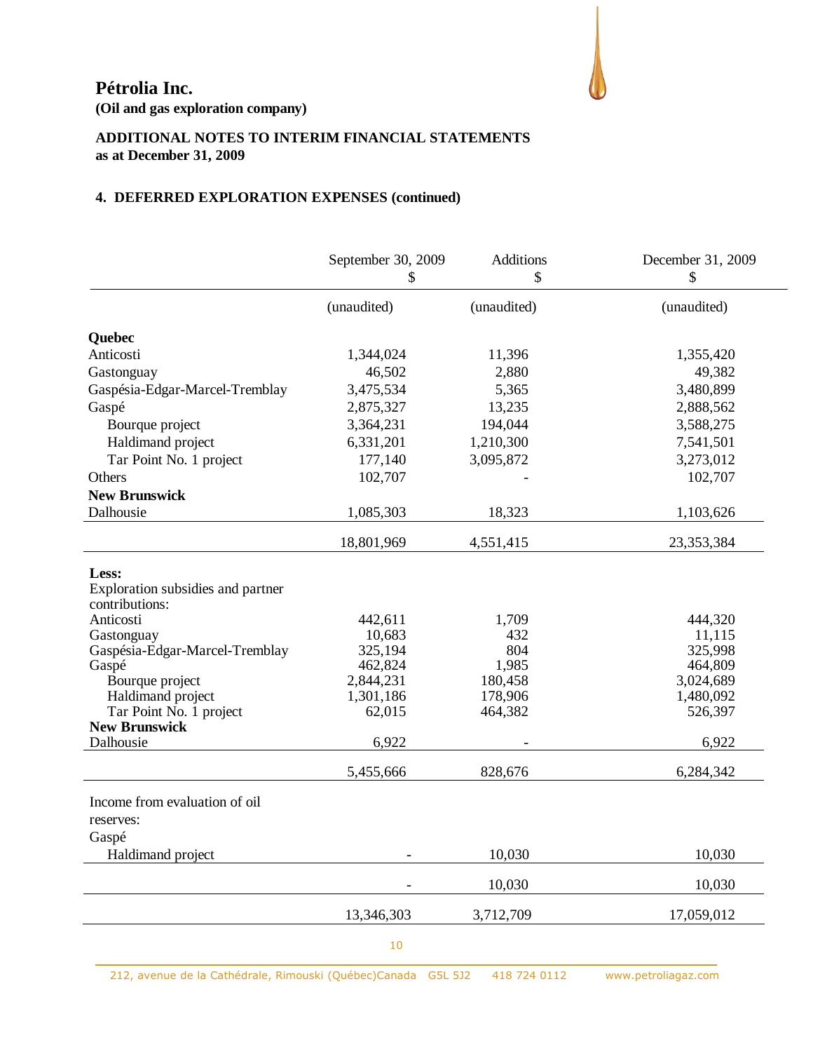**Pétrolia Inc.**
**(Oil and gas exploration company)**

**ADDITIONAL NOTES TO INTERIM FINANCIAL STATEMENTS**
**as at December 31, 2009**

## 4. DEFERRED EXPLORATION EXPENSES (continued)

| | September 30, 2009<br>$ | Additions<br>$ | December 31, 2009<br>$ |
|---|---|---|---|
| | (unaudited) | (unaudited) | (unaudited) |
| **Quebec** | | | |
| Anticosti | 1,344,024 | 11,396 | 1,355,420 |
| Gastonguay | 46,502 | 2,880 | 49,382 |
| Gaspésia-Edgar-Marcel-Tremblay | 3,475,534 | 5,365 | 3,480,899 |
| Gaspé | 2,875,327 | 13,235 | 2,888,562 |
| Bourque project | 3,364,231 | 194,044 | 3,588,275 |
| Haldimand project | 6,331,201 | 1,210,300 | 7,541,501 |
| Tar Point No. 1 project | 177,140 | 3,095,872 | 3,273,012 |
| Others | 102,707 | - | 102,707 |
| **New Brunswick** | | | |
| Dalhousie | 1,085,303 | 18,323 | 1,103,626 |
| | 18,801,969 | 4,551,415 | 23,353,384 |
| **Less:** | | | |
| Exploration subsidies and partner contributions: | | | |
| Anticosti | 442,611 | 1,709 | 444,320 |
| Gastonguay | 10,683 | 432 | 11,115 |
| Gaspésia-Edgar-Marcel-Tremblay | 325,194 | 804 | 325,998 |
| Gaspé | 462,824 | 1,985 | 464,809 |
| Bourque project | 2,844,231 | 180,458 | 3,024,689 |
| Haldimand project | 1,301,186 | 178,906 | 1,480,092 |
| Tar Point No. 1 project | 62,015 | 464,382 | 526,397 |
| **New Brunswick** | | | |
| Dalhousie | 6,922 | - | 6,922 |
| | 5,455,666 | 828,676 | 6,284,342 |
| Income from evaluation of oil reserves: | | | |
| Gaspé | | | |
| Haldimand project | - | 10,030 | 10,030 |
| | - | 10,030 | 10,030 |
| | 13,346,303 | 3,712,709 | 17,059,012 |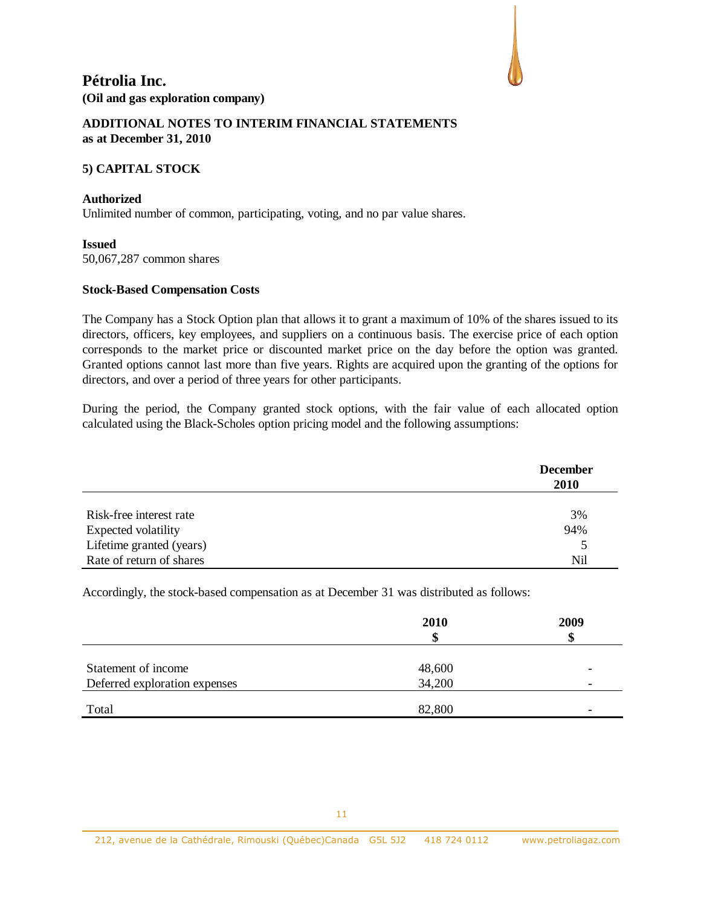# Pétrolia Inc.

**(Oil and gas exploration company)**

**ADDITIONAL NOTES TO INTERIM FINANCIAL STATEMENTS**
**as at December 31, 2010**

## 5) CAPITAL STOCK

**Authorized**
Unlimited number of common, participating, voting, and no par value shares.

**Issued**
50,067,287 common shares

**Stock-Based Compensation Costs**

The Company has a Stock Option plan that allows it to grant a maximum of 10% of the shares issued to its directors, officers, key employees, and suppliers on a continuous basis. The exercise price of each option corresponds to the market price or discounted market price on the day before the option was granted. Granted options cannot last more than five years. Rights are acquired upon the granting of the options for directors, and over a period of three years for other participants.

During the period, the Company granted stock options, with the fair value of each allocated option calculated using the Black-Scholes option pricing model and the following assumptions:

| | **December 2010** |
|---|---|
| Risk-free interest rate | 3% |
| Expected volatility | 94% |
| Lifetime granted (years) | 5 |
| Rate of return of shares | Nil |

Accordingly, the stock-based compensation as at December 31 was distributed as follows:

| | **2010 $** | **2009 $** |
|---|---|---|
| Statement of income | 48,600 | - |
| Deferred exploration expenses | 34,200 | - |
| Total | 82,800 | - |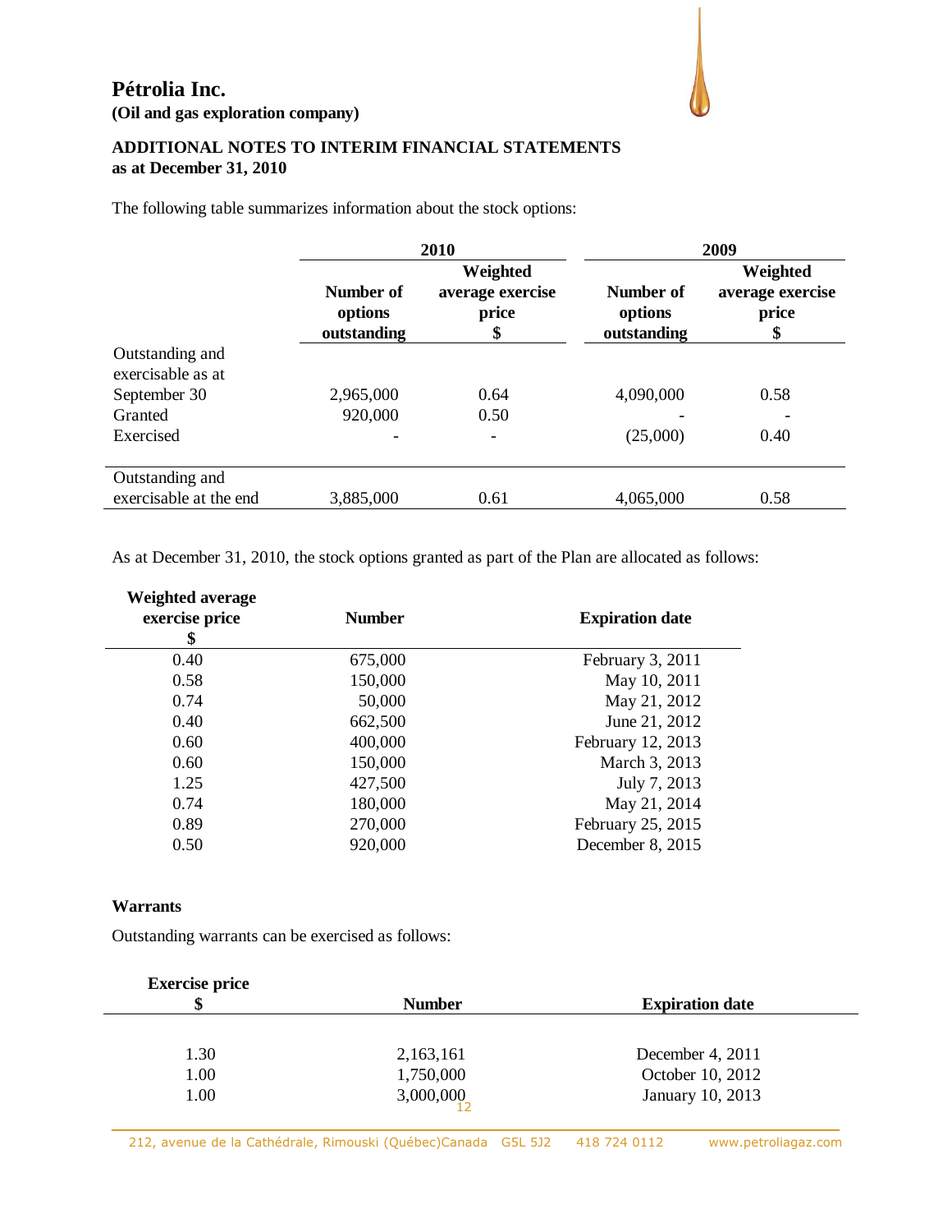# Pétrolia Inc.

**(Oil and gas exploration company)**

**ADDITIONAL NOTES TO INTERIM FINANCIAL STATEMENTS**
**as at December 31, 2010**

The following table summarizes information about the stock options:

| | 2010 | | 2009 | |
|---|---|---|---|---|
| | Number of options outstanding | Weighted average exercise price $ | Number of options outstanding | Weighted average exercise price $ |
| Outstanding and exercisable as at September 30 | 2,965,000 | 0.64 | 4,090,000 | 0.58 |
| Granted | 920,000 | 0.50 | - | - |
| Exercised | - | - | (25,000) | 0.40 |
| Outstanding and exercisable at the end | 3,885,000 | 0.61 | 4,065,000 | 0.58 |

As at December 31, 2010, the stock options granted as part of the Plan are allocated as follows:

| Weighted average exercise price $ | Number | Expiration date |
|---|---|---|
| 0.40 | 675,000 | February 3, 2011 |
| 0.58 | 150,000 | May 10, 2011 |
| 0.74 | 50,000 | May 21, 2012 |
| 0.40 | 662,500 | June 21, 2012 |
| 0.60 | 400,000 | February 12, 2013 |
| 0.60 | 150,000 | March 3, 2013 |
| 1.25 | 427,500 | July 7, 2013 |
| 0.74 | 180,000 | May 21, 2014 |
| 0.89 | 270,000 | February 25, 2015 |
| 0.50 | 920,000 | December 8, 2015 |

**Warrants**

Outstanding warrants can be exercised as follows:

| Exercise price $ | Number | Expiration date |
|---|---|---|
| 1.30 | 2,163,161 | December 4, 2011 |
| 1.00 | 1,750,000 | October 10, 2012 |
| 1.00 | 3,000,000 | January 10, 2013 |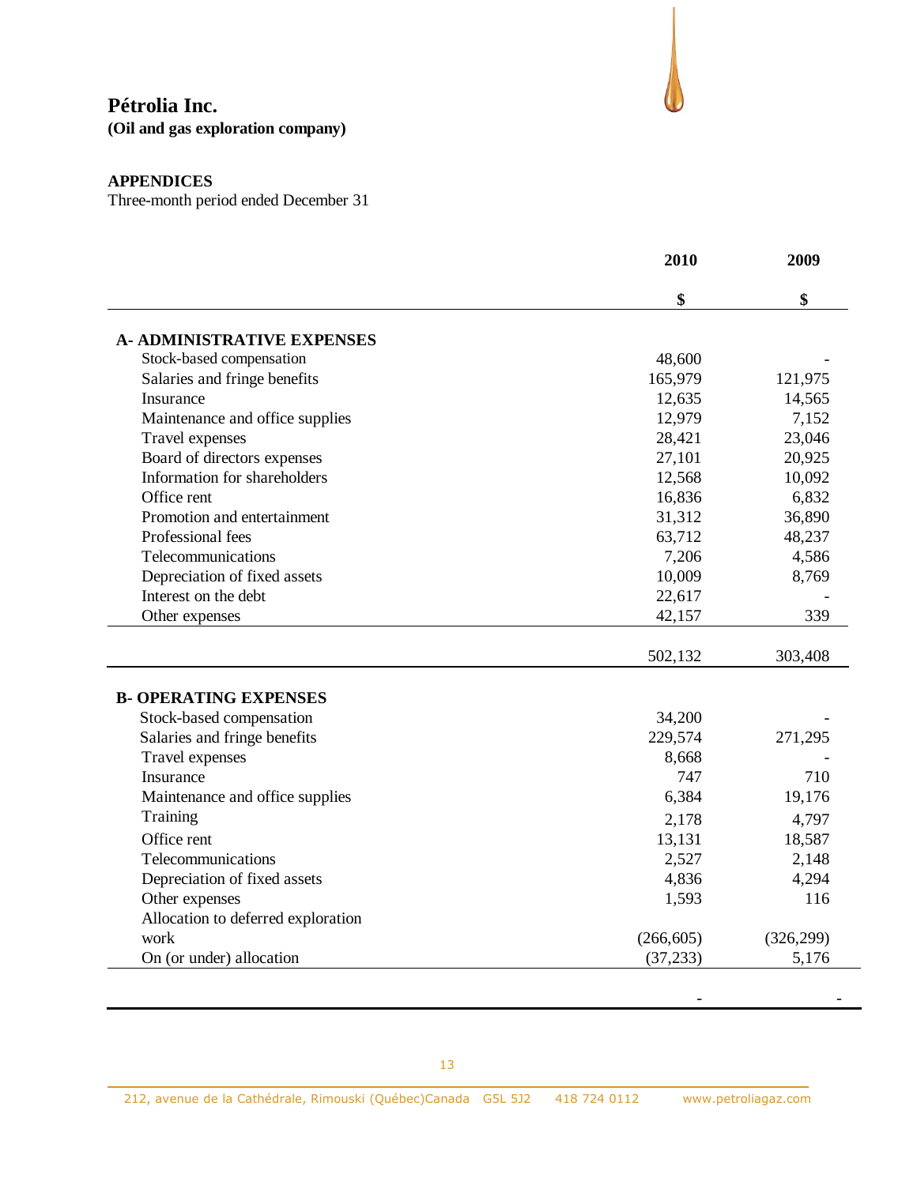# Pétrolia Inc.

**(Oil and gas exploration company)**

**APPENDICES**

Three-month period ended December 31

| | 2010 | 2009 |
|---|---|---|
| | $ | $ |
| **A- ADMINISTRATIVE EXPENSES** | | |
| Stock-based compensation | 48,600 | - |
| Salaries and fringe benefits | 165,979 | 121,975 |
| Insurance | 12,635 | 14,565 |
| Maintenance and office supplies | 12,979 | 7,152 |
| Travel expenses | 28,421 | 23,046 |
| Board of directors expenses | 27,101 | 20,925 |
| Information for shareholders | 12,568 | 10,092 |
| Office rent | 16,836 | 6,832 |
| Promotion and entertainment | 31,312 | 36,890 |
| Professional fees | 63,712 | 48,237 |
| Telecommunications | 7,206 | 4,586 |
| Depreciation of fixed assets | 10,009 | 8,769 |
| Interest on the debt | 22,617 | - |
| Other expenses | 42,157 | 339 |
| | 502,132 | 303,408 |
| **B- OPERATING EXPENSES** | | |
| Stock-based compensation | 34,200 | - |
| Salaries and fringe benefits | 229,574 | 271,295 |
| Travel expenses | 8,668 | - |
| Insurance | 747 | 710 |
| Maintenance and office supplies | 6,384 | 19,176 |
| Training | 2,178 | 4,797 |
| Office rent | 13,131 | 18,587 |
| Telecommunications | 2,527 | 2,148 |
| Depreciation of fixed assets | 4,836 | 4,294 |
| Other expenses | 1,593 | 116 |
| Allocation to deferred exploration work | (266,605) | (326,299) |
| On (or under) allocation | (37,233) | 5,176 |
| | - | - |